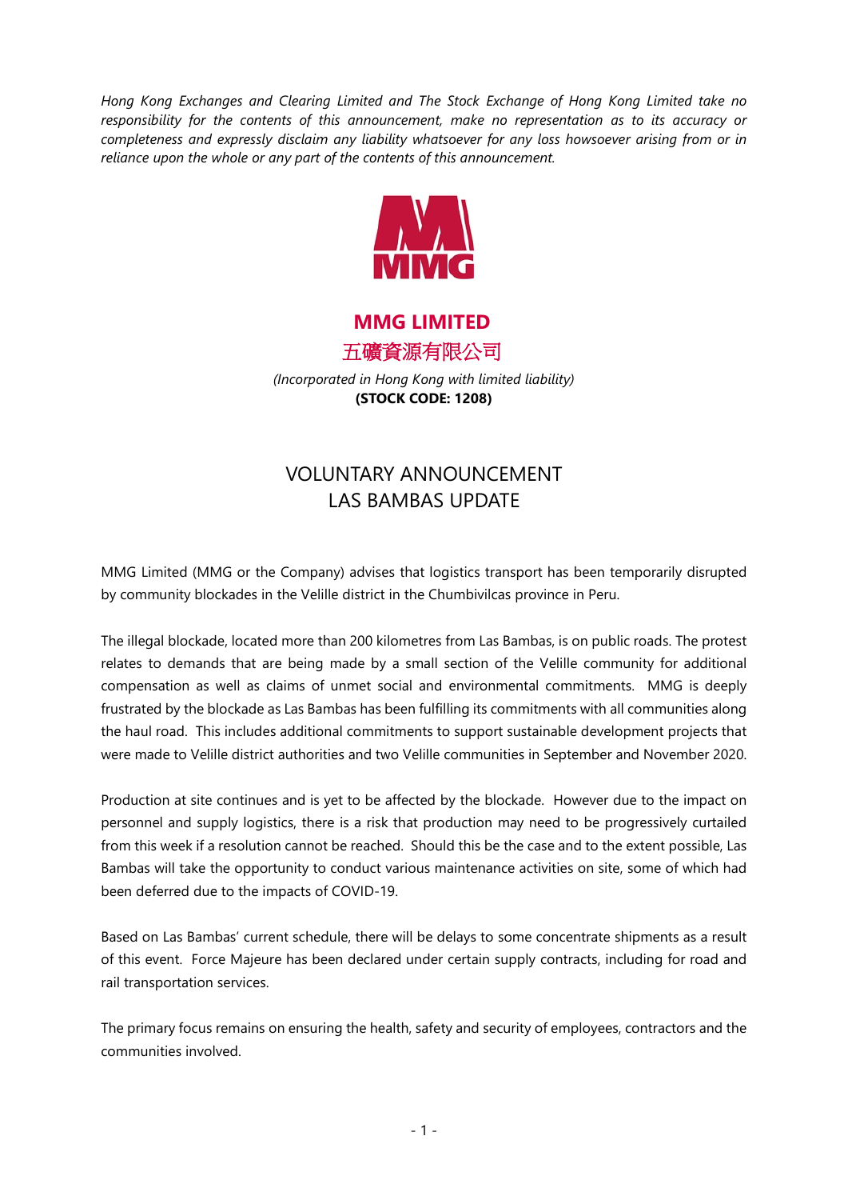*Hong Kong Exchanges and Clearing Limited and The Stock Exchange of Hong Kong Limited take no responsibility for the contents of this announcement, make no representation as to its accuracy or completeness and expressly disclaim any liability whatsoever for any loss howsoever arising from or in reliance upon the whole or any part of the contents of this announcement.*

**MMG LIMITED**

**五礦資源有限公司**

*(Incorporated in Hong Kong with limited liability)*

**(STOCK CODE: 1208)**

# VOLUNTARY ANNOUNCEMENT
# LAS BAMBAS UPDATE

MMG Limited (MMG or the Company) advises that logistics transport has been temporarily disrupted by community blockades in the Velille district in the Chumbivilcas province in Peru.

The illegal blockade, located more than 200 kilometres from Las Bambas, is on public roads. The protest relates to demands that are being made by a small section of the Velille community for additional compensation as well as claims of unmet social and environmental commitments. MMG is deeply frustrated by the blockade as Las Bambas has been fulfilling its commitments with all communities along the haul road. This includes additional commitments to support sustainable development projects that were made to Velille district authorities and two Velille communities in September and November 2020.

Production at site continues and is yet to be affected by the blockade. However due to the impact on personnel and supply logistics, there is a risk that production may need to be progressively curtailed from this week if a resolution cannot be reached. Should this be the case and to the extent possible, Las Bambas will take the opportunity to conduct various maintenance activities on site, some of which had been deferred due to the impacts of COVID-19.

Based on Las Bambas' current schedule, there will be delays to some concentrate shipments as a result of this event. Force Majeure has been declared under certain supply contracts, including for road and rail transportation services.

The primary focus remains on ensuring the health, safety and security of employees, contractors and the communities involved.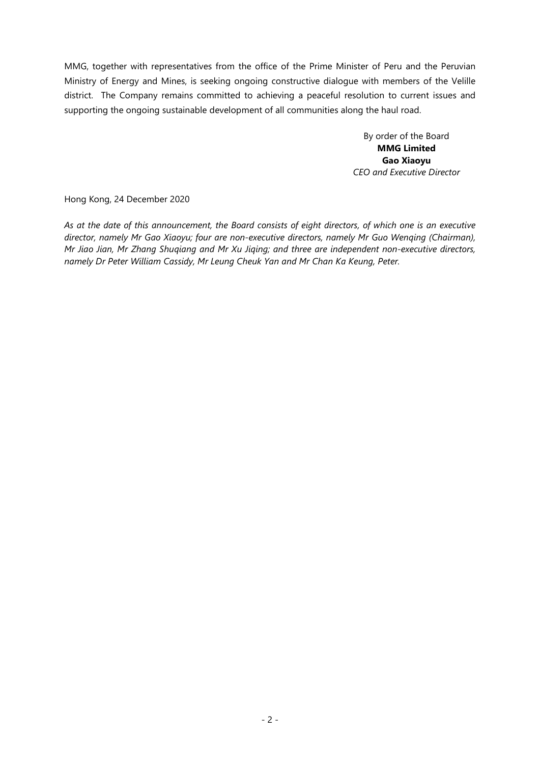MMG, together with representatives from the office of the Prime Minister of Peru and the Peruvian Ministry of Energy and Mines, is seeking ongoing constructive dialogue with members of the Velille district. The Company remains committed to achieving a peaceful resolution to current issues and supporting the ongoing sustainable development of all communities along the haul road.

By order of the Board
**MMG Limited**
**Gao Xiaoyu**
*CEO and Executive Director*

Hong Kong, 24 December 2020

*As at the date of this announcement, the Board consists of eight directors, of which one is an executive director, namely Mr Gao Xiaoyu; four are non-executive directors, namely Mr Guo Wenqing (Chairman), Mr Jiao Jian, Mr Zhang Shuqiang and Mr Xu Jiqing; and three are independent non-executive directors, namely Dr Peter William Cassidy, Mr Leung Cheuk Yan and Mr Chan Ka Keung, Peter.*